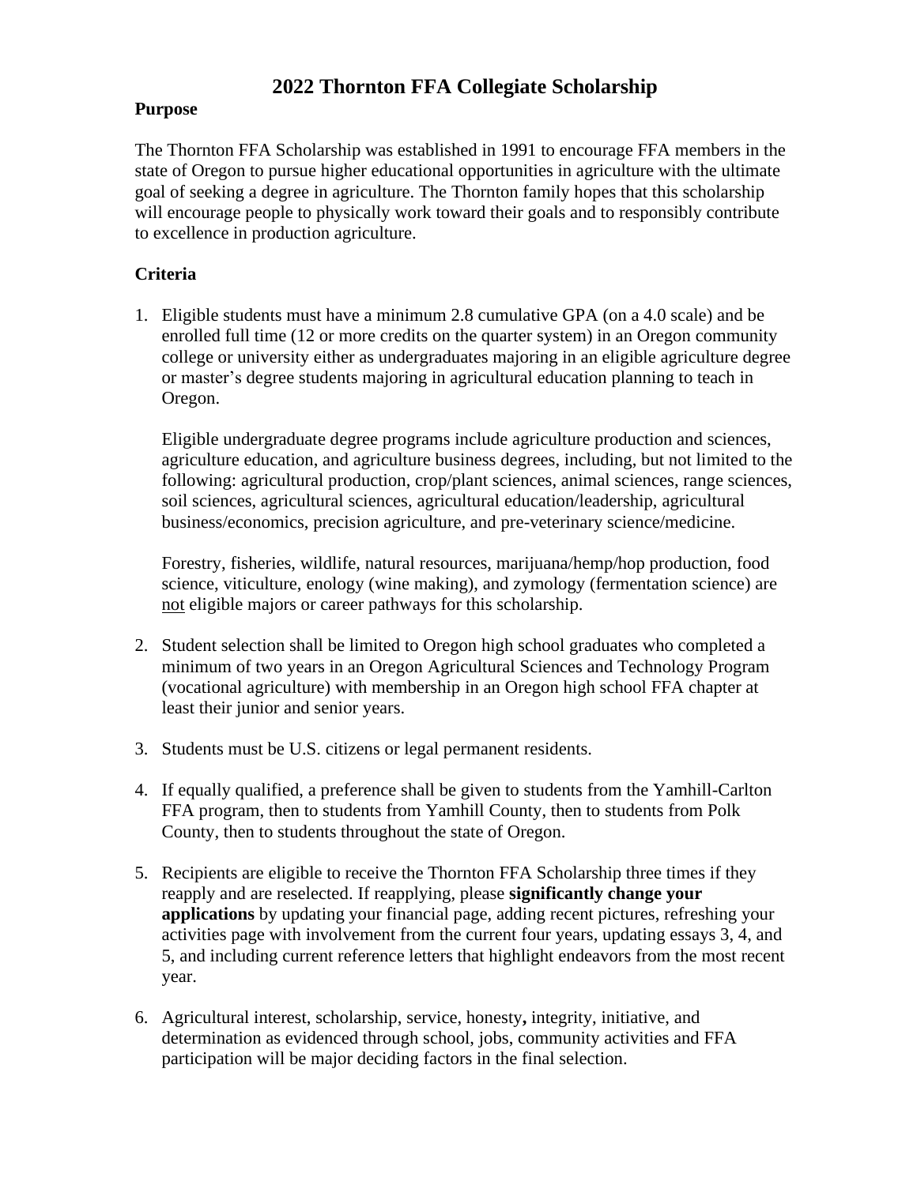# 2022 Thornton FFA Collegiate Scholarship

## Purpose

The Thornton FFA Scholarship was established in 1991 to encourage FFA members in the state of Oregon to pursue higher educational opportunities in agriculture with the ultimate goal of seeking a degree in agriculture. The Thornton family hopes that this scholarship will encourage people to physically work toward their goals and to responsibly contribute to excellence in production agriculture.

## Criteria

1. Eligible students must have a minimum 2.8 cumulative GPA (on a 4.0 scale) and be enrolled full time (12 or more credits on the quarter system) in an Oregon community college or university either as undergraduates majoring in an eligible agriculture degree or master's degree students majoring in agricultural education planning to teach in Oregon.

   Eligible undergraduate degree programs include agriculture production and sciences, agriculture education, and agriculture business degrees, including, but not limited to the following: agricultural production, crop/plant sciences, animal sciences, range sciences, soil sciences, agricultural sciences, agricultural education/leadership, agricultural business/economics, precision agriculture, and pre-veterinary science/medicine.

   Forestry, fisheries, wildlife, natural resources, marijuana/hemp/hop production, food science, viticulture, enology (wine making), and zymology (fermentation science) are <u>not</u> eligible majors or career pathways for this scholarship.

2. Student selection shall be limited to Oregon high school graduates who completed a minimum of two years in an Oregon Agricultural Sciences and Technology Program (vocational agriculture) with membership in an Oregon high school FFA chapter at least their junior and senior years.

3. Students must be U.S. citizens or legal permanent residents.

4. If equally qualified, a preference shall be given to students from the Yamhill-Carlton FFA program, then to students from Yamhill County, then to students from Polk County, then to students throughout the state of Oregon.

5. Recipients are eligible to receive the Thornton FFA Scholarship three times if they reapply and are reselected. If reapplying, please **significantly change your applications** by updating your financial page, adding recent pictures, refreshing your activities page with involvement from the current four years, updating essays 3, 4, and 5, and including current reference letters that highlight endeavors from the most recent year.

6. Agricultural interest, scholarship, service, honesty**,** integrity, initiative, and determination as evidenced through school, jobs, community activities and FFA participation will be major deciding factors in the final selection.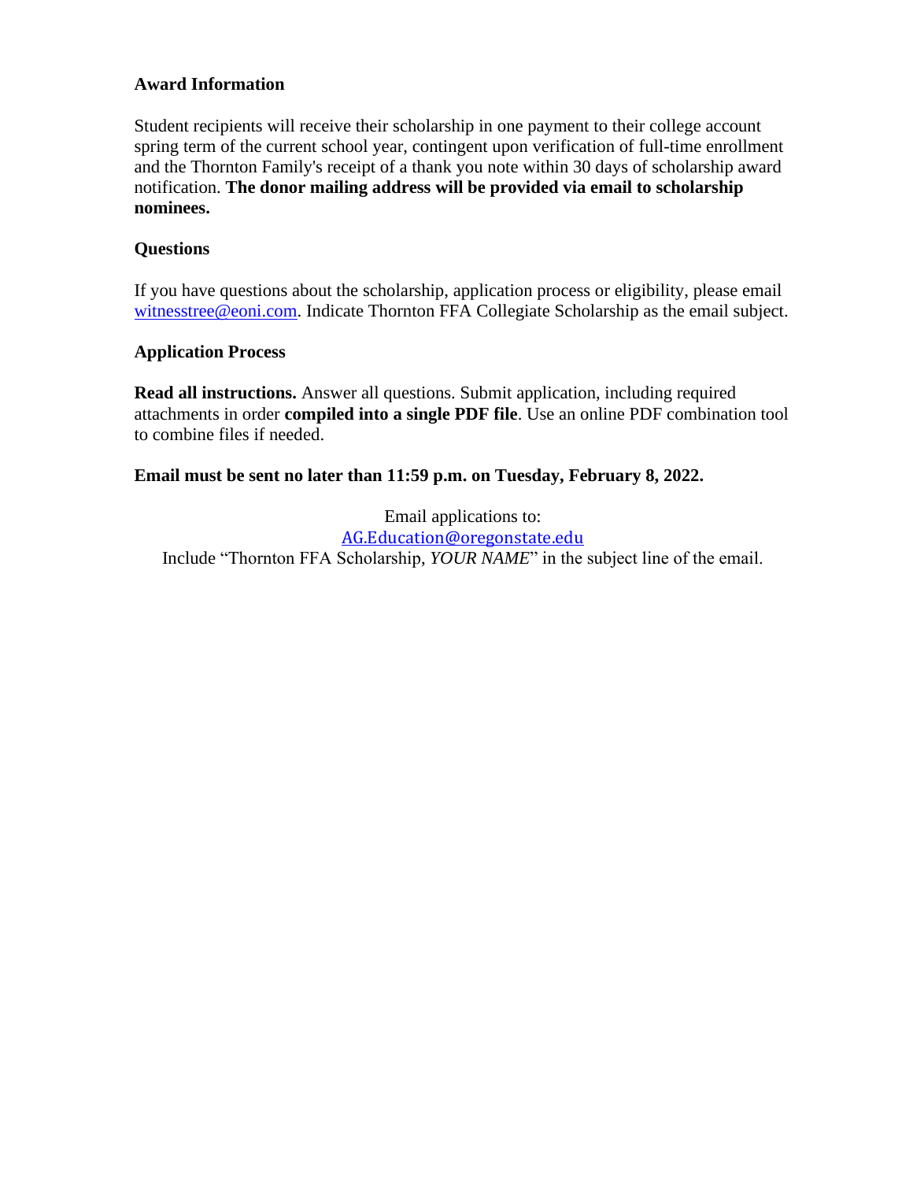**Award Information**

Student recipients will receive their scholarship in one payment to their college account spring term of the current school year, contingent upon verification of full-time enrollment and the Thornton Family's receipt of a thank you note within 30 days of scholarship award notification. **The donor mailing address will be provided via email to scholarship nominees.**

**Questions**

If you have questions about the scholarship, application process or eligibility, please email witnesstree@eoni.com. Indicate Thornton FFA Collegiate Scholarship as the email subject.

**Application Process**

**Read all instructions.** Answer all questions. Submit application, including required attachments in order **compiled into a single PDF file**. Use an online PDF combination tool to combine files if needed.

**Email must be sent no later than 11:59 p.m. on Tuesday, February 8, 2022.**

Email applications to:
AG.Education@oregonstate.edu
Include "Thornton FFA Scholarship, *YOUR NAME*" in the subject line of the email.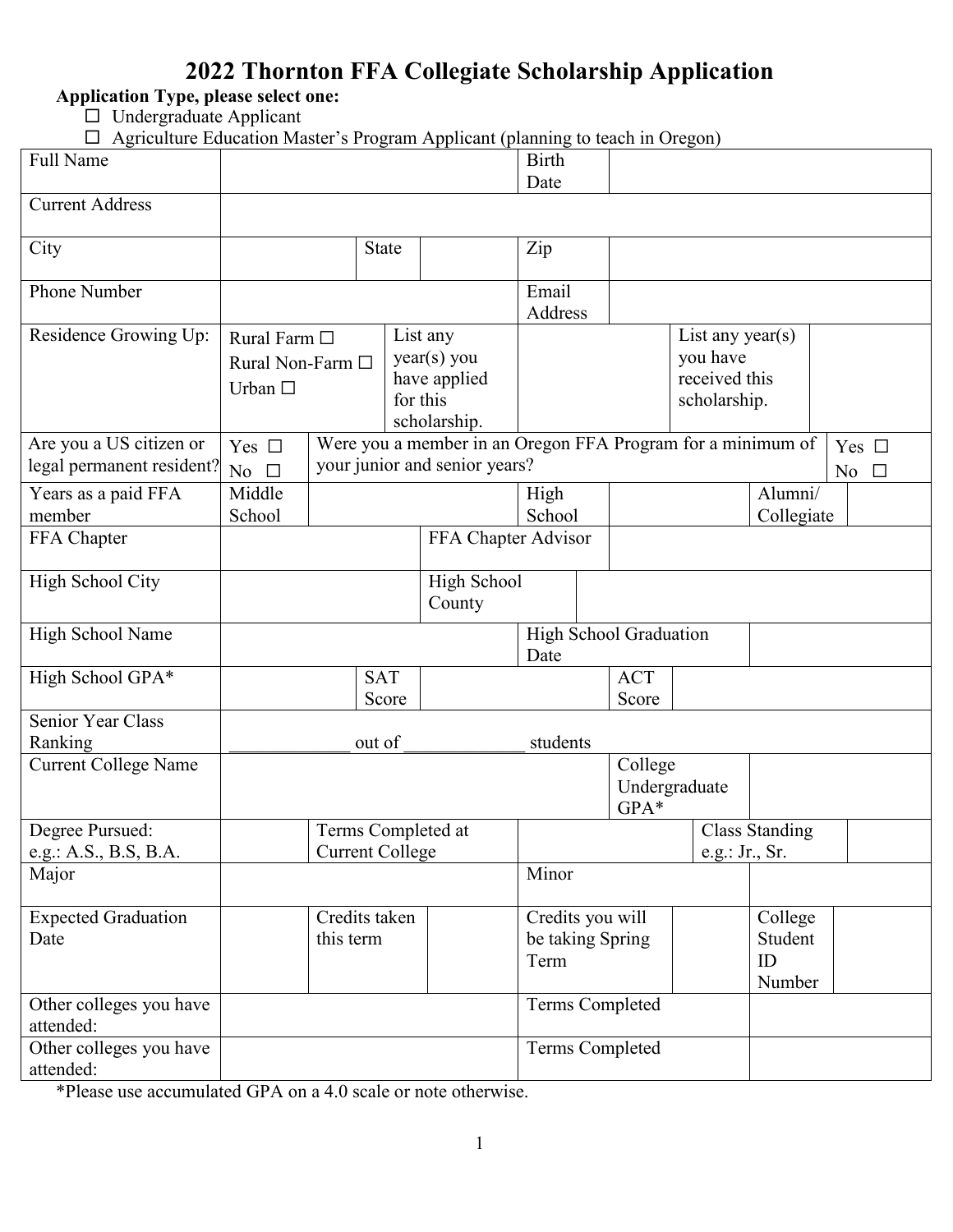# 2022 Thornton FFA Collegiate Scholarship Application

**Application Type, please select one:**

- ☐ Undergraduate Applicant
- ☐ Agriculture Education Master's Program Applicant (planning to teach in Oregon)

| Full Name | | | Birth Date | | | |
|---|---|---|---|---|---|---|
| Current Address | | | | | | |
| City | | State | | Zip | | |
| Phone Number | | | Email Address | | | |
| Residence Growing Up: | Rural Farm ☐ Rural Non-Farm ☐ Urban ☐ | List any year(s) you have applied for this scholarship. | | List any year(s) you have received this scholarship. | | |
| Are you a US citizen or legal permanent resident? | Yes ☐ No ☐ | Were you a member in an Oregon FFA Program for a minimum of your junior and senior years? | | | Yes ☐ No ☐ | |
| Years as a paid FFA member | Middle School | | High School | | Alumni/ Collegiate | |
| FFA Chapter | | FFA Chapter Advisor | | | | |
| High School City | | High School County | | | | |
| High School Name | | | High School Graduation Date | | | |
| High School GPA* | | SAT Score | | ACT Score | | |
| Senior Year Class Ranking | _____________ out of _____________ students | | | | | |
| Current College Name | | | College Undergraduate GPA* | | | |
| Degree Pursued: e.g.: A.S., B.S, B.A. | | Terms Completed at Current College | | Class Standing e.g.: Jr., Sr. | | |
| Major | | | Minor | | | |
| Expected Graduation Date | | Credits taken this term | | Credits you will be taking Spring Term | | College Student ID Number |
| Other colleges you have attended: | | | Terms Completed | | | |
| Other colleges you have attended: | | | Terms Completed | | | |

*Please use accumulated GPA on a 4.0 scale or note otherwise.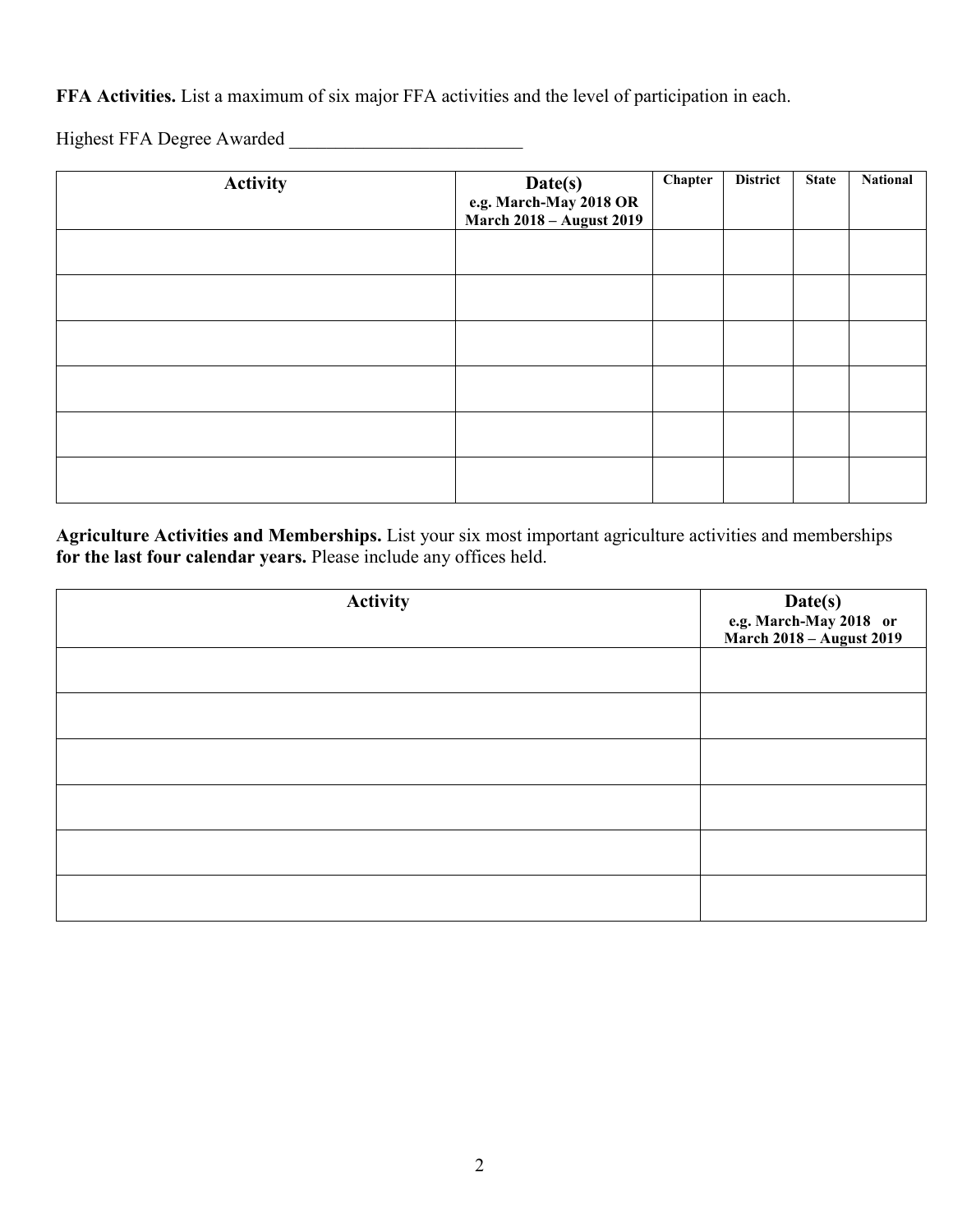**FFA Activities.** List a maximum of six major FFA activities and the level of participation in each.

Highest FFA Degree Awarded _________________________

| Activity | Date(s) e.g. March-May 2018 OR March 2018 – August 2019 | Chapter | District | State | National |
|---|---|---|---|---|---|
| | | | | | |
| | | | | | |
| | | | | | |
| | | | | | |
| | | | | | |
| | | | | | |

**Agriculture Activities and Memberships.** List your six most important agriculture activities and memberships **for the last four calendar years.** Please include any offices held.

| Activity | Date(s) e.g. March-May 2018 or March 2018 – August 2019 |
|---|---|
| | |
| | |
| | |
| | |
| | |
| | |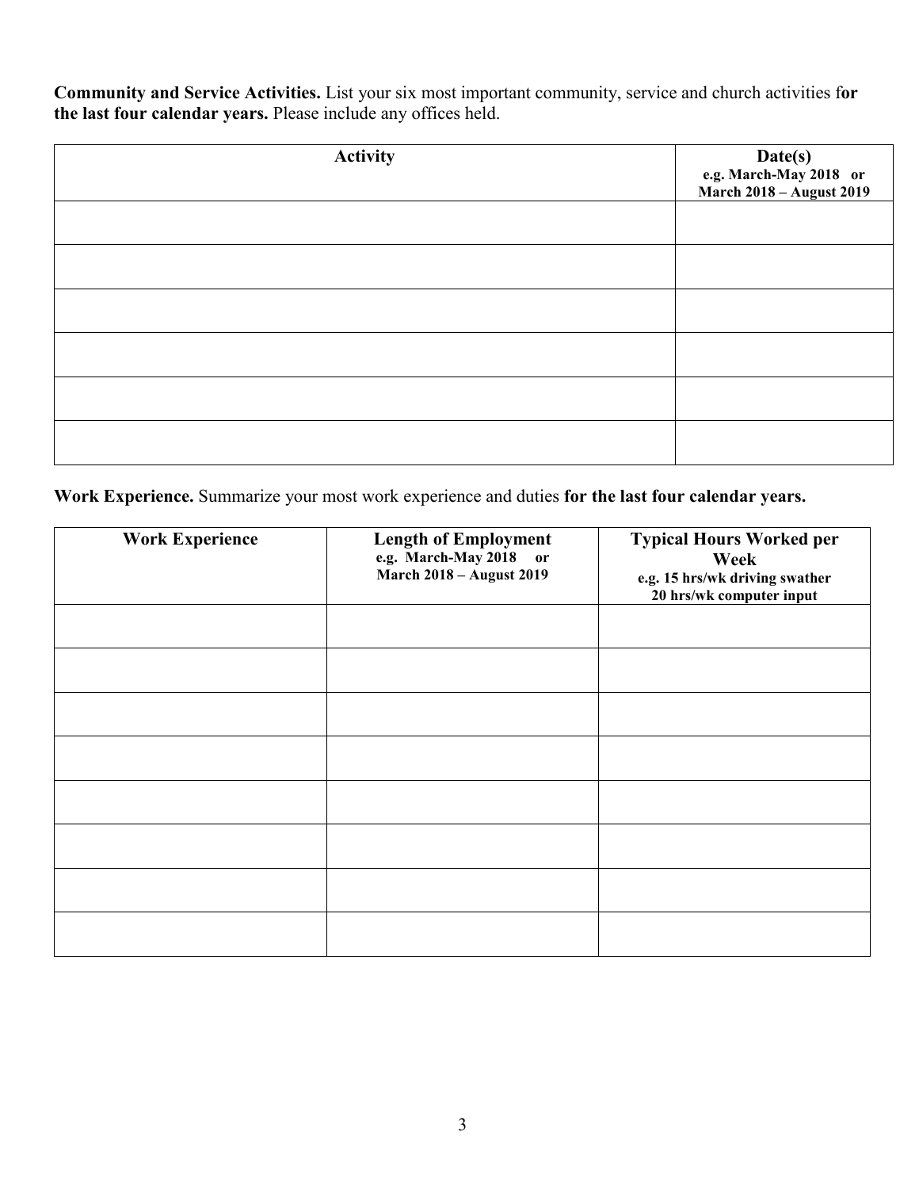**Community and Service Activities.** List your six most important community, service and church activities f**or the last four calendar years.** Please include any offices held.

| Activity | Date(s)<br>e.g. March-May 2018 or<br>March 2018 – August 2019 |
|---|---|
| | |
| | |
| | |
| | |
| | |
| | |

**Work Experience.** Summarize your most work experience and duties **for the last four calendar years.**

| Work Experience | Length of Employment<br>e.g. March-May 2018 or<br>March 2018 – August 2019 | Typical Hours Worked per Week<br>e.g. 15 hrs/wk driving swather<br>20 hrs/wk computer input |
|---|---|---|
| | | |
| | | |
| | | |
| | | |
| | | |
| | | |
| | | |
| | | |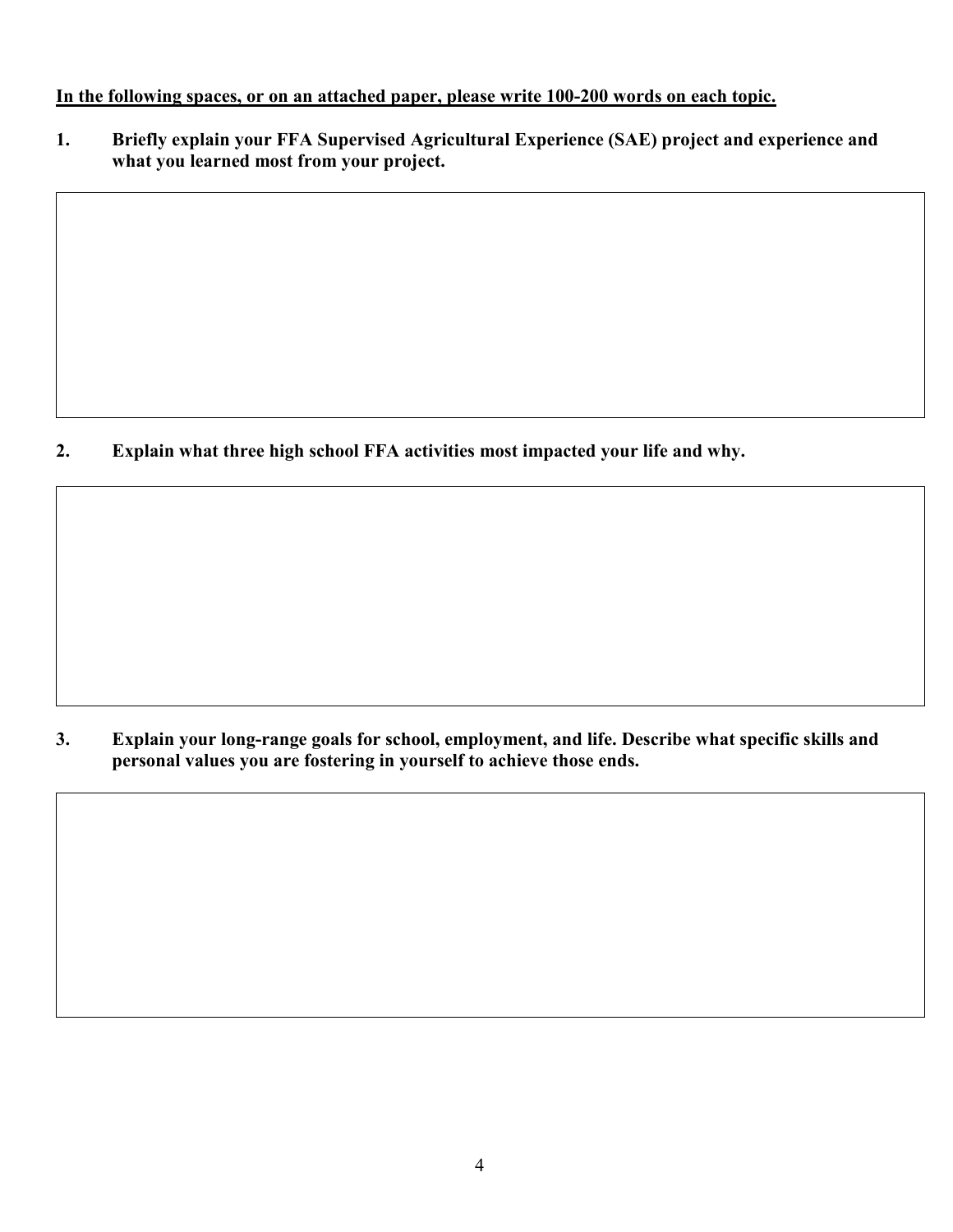**<u>In the following spaces, or on an attached paper, please write 100-200 words on each topic.</u>**

1. **Briefly explain your FFA Supervised Agricultural Experience (SAE) project and experience and what you learned most from your project.**

2. **Explain what three high school FFA activities most impacted your life and why.**

3. **Explain your long-range goals for school, employment, and life. Describe what specific skills and personal values you are fostering in yourself to achieve those ends.**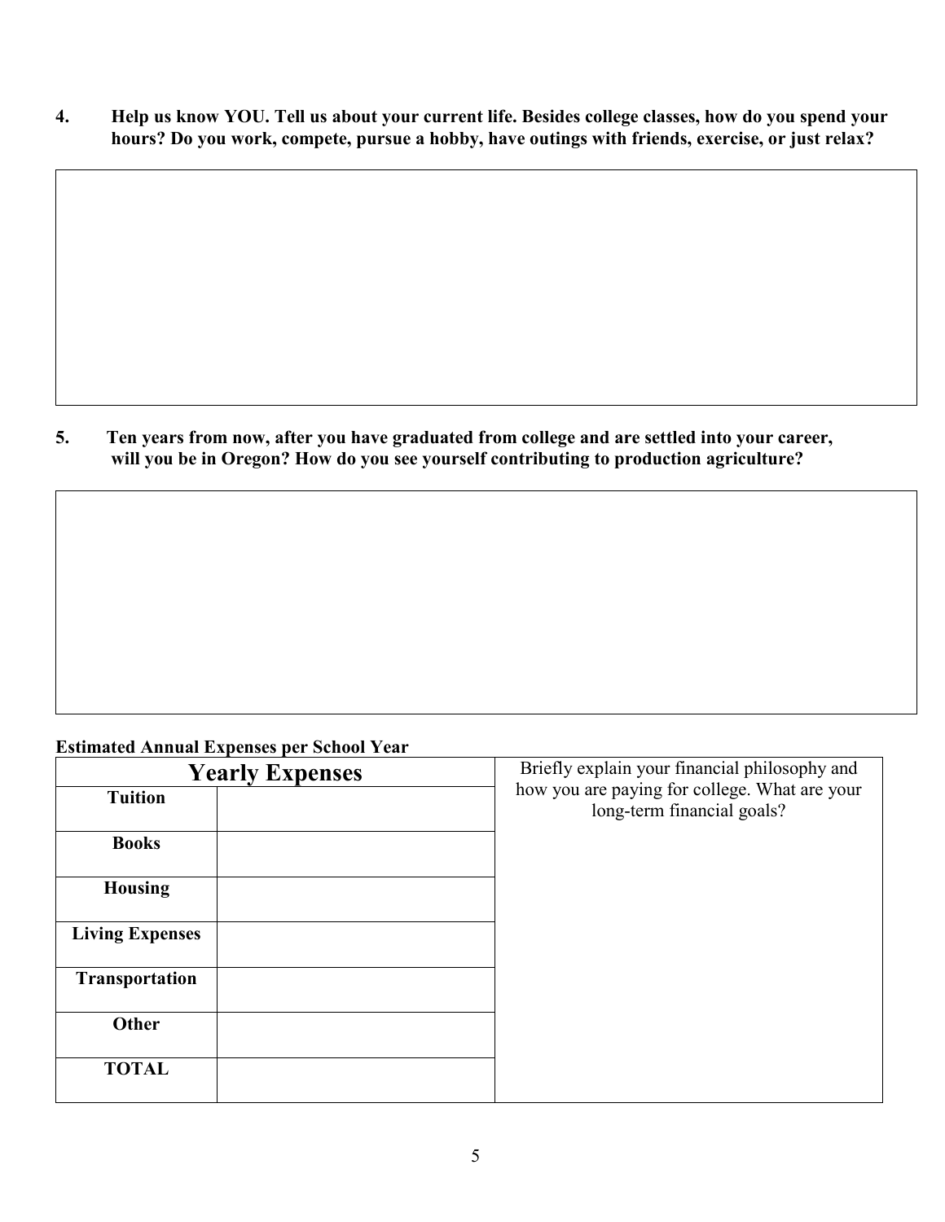**4. Help us know YOU. Tell us about your current life. Besides college classes, how do you spend your hours? Do you work, compete, pursue a hobby, have outings with friends, exercise, or just relax?**

**5. Ten years from now, after you have graduated from college and are settled into your career, will you be in Oregon? How do you see yourself contributing to production agriculture?**

**Estimated Annual Expenses per School Year**

| **Yearly Expenses** | | Briefly explain your financial philosophy and how you are paying for college. What are your long-term financial goals? |
|---|---|---|
| **Tuition** | | |
| **Books** | | |
| **Housing** | | |
| **Living Expenses** | | |
| **Transportation** | | |
| **Other** | | |
| **TOTAL** | | |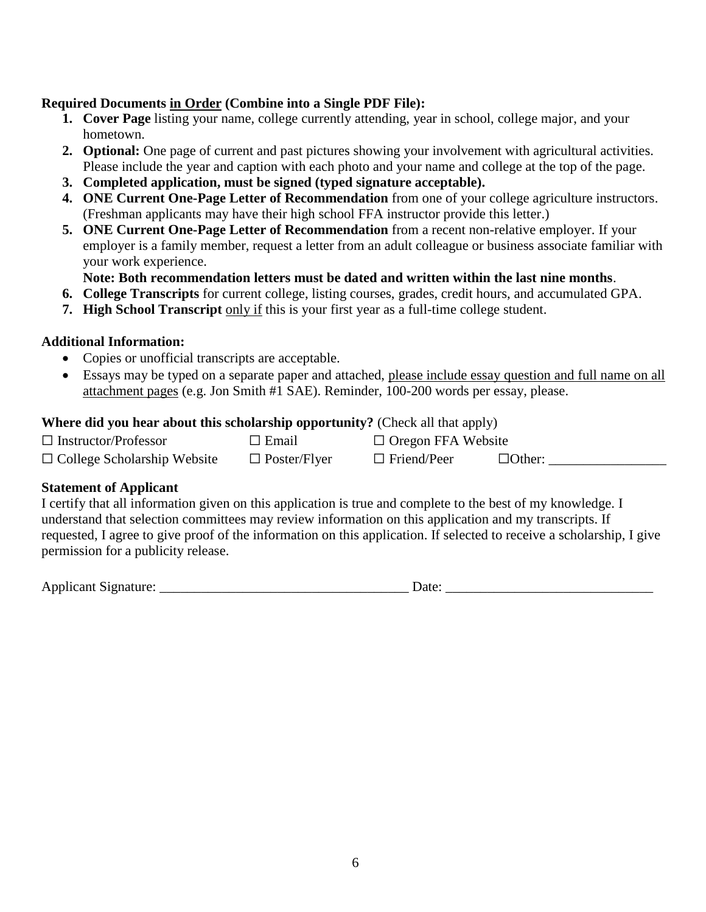**Required Documents <u>in Order</u> (Combine into a Single PDF File):**

1. **Cover Page** listing your name, college currently attending, year in school, college major, and your hometown.
2. **Optional:** One page of current and past pictures showing your involvement with agricultural activities. Please include the year and caption with each photo and your name and college at the top of the page.
3. **Completed application, must be signed (typed signature acceptable).**
4. **ONE Current One-Page Letter of Recommendation** from one of your college agriculture instructors. (Freshman applicants may have their high school FFA instructor provide this letter.)
5. **ONE Current One-Page Letter of Recommendation** from a recent non-relative employer. If your employer is a family member, request a letter from an adult colleague or business associate familiar with your work experience.

   **Note: Both recommendation letters must be dated and written within the last nine months**.
6. **College Transcripts** for current college, listing courses, grades, credit hours, and accumulated GPA.
7. **High School Transcript** <u>only if</u> this is your first year as a full-time college student.

**Additional Information:**

- Copies or unofficial transcripts are acceptable.
- Essays may be typed on a separate paper and attached, <u>please include essay question and full name on all attachment pages</u> (e.g. Jon Smith #1 SAE). Reminder, 100-200 words per essay, please.

**Where did you hear about this scholarship opportunity?** (Check all that apply)

☐ Instructor/Professor ☐ Email ☐ Oregon FFA Website

☐ College Scholarship Website ☐ Poster/Flyer ☐ Friend/Peer ☐Other: _________________

**Statement of Applicant**

I certify that all information given on this application is true and complete to the best of my knowledge. I understand that selection committees may review information on this application and my transcripts. If requested, I agree to give proof of the information on this application. If selected to receive a scholarship, I give permission for a publicity release.

Applicant Signature: ____________________________________ Date: ______________________________